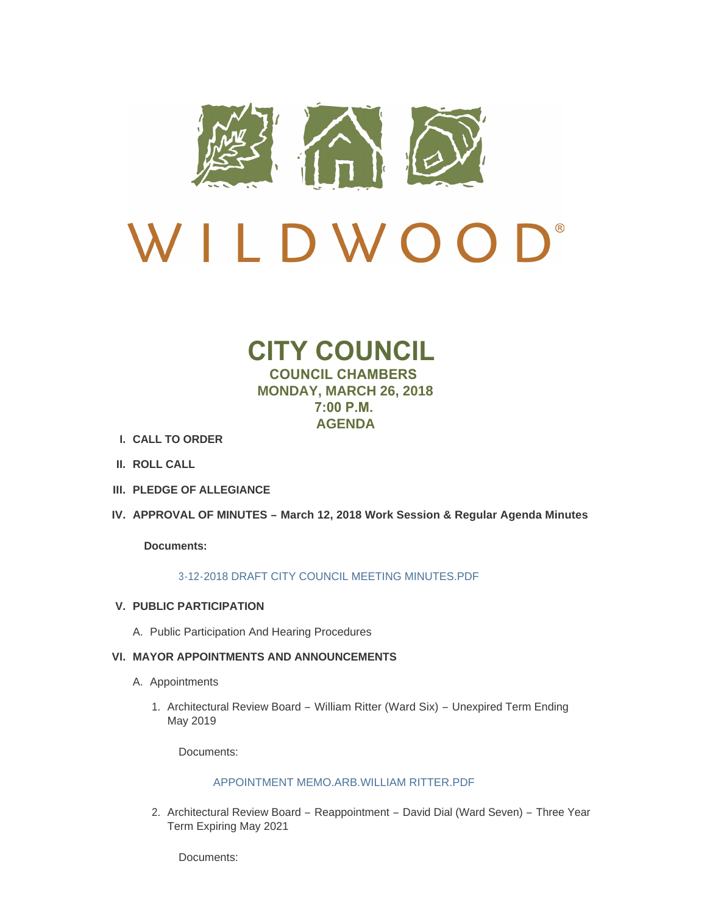# WILDWOOD®

# CITY COUNCIL

## COUNCIL CHAMBERS
## MONDAY, MARCH 26, 2018
## 7:00 P.M.
## AGENDA

I. **CALL TO ORDER**

II. **ROLL CALL**

III. **PLEDGE OF ALLEGIANCE**

IV. **APPROVAL OF MINUTES – March 12, 2018 Work Session & Regular Agenda Minutes**

**Documents:**

3-12-2018 DRAFT CITY COUNCIL MEETING MINUTES.PDF

V. **PUBLIC PARTICIPATION**

A. Public Participation And Hearing Procedures

VI. **MAYOR APPOINTMENTS AND ANNOUNCEMENTS**

A. Appointments

1. Architectural Review Board – William Ritter (Ward Six) – Unexpired Term Ending May 2019

   Documents:

   APPOINTMENT MEMO.ARB.WILLIAM RITTER.PDF

2. Architectural Review Board – Reappointment – David Dial (Ward Seven) – Three Year Term Expiring May 2021

   Documents: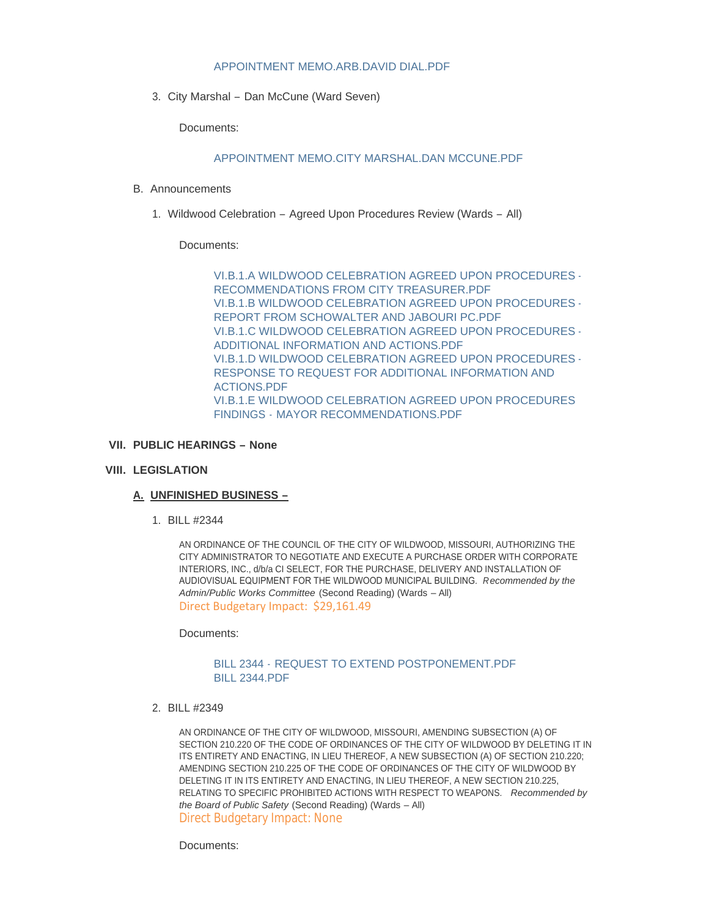APPOINTMENT MEMO.ARB.DAVID DIAL.PDF

3. City Marshal – Dan McCune (Ward Seven)

   Documents:

   APPOINTMENT MEMO.CITY MARSHAL.DAN MCCUNE.PDF

B. Announcements

1. Wildwood Celebration – Agreed Upon Procedures Review (Wards – All)

   Documents:

   VI.B.1.A WILDWOOD CELEBRATION AGREED UPON PROCEDURES - RECOMMENDATIONS FROM CITY TREASURER.PDF
   VI.B.1.B WILDWOOD CELEBRATION AGREED UPON PROCEDURES - REPORT FROM SCHOWALTER AND JABOURI PC.PDF
   VI.B.1.C WILDWOOD CELEBRATION AGREED UPON PROCEDURES - ADDITIONAL INFORMATION AND ACTIONS.PDF
   VI.B.1.D WILDWOOD CELEBRATION AGREED UPON PROCEDURES - RESPONSE TO REQUEST FOR ADDITIONAL INFORMATION AND ACTIONS.PDF
   VI.B.1.E WILDWOOD CELEBRATION AGREED UPON PROCEDURES FINDINGS - MAYOR RECOMMENDATIONS.PDF

## VII. PUBLIC HEARINGS – None

## VIII. LEGISLATION

### A. UNFINISHED BUSINESS –

1. BILL #2344

   AN ORDINANCE OF THE COUNCIL OF THE CITY OF WILDWOOD, MISSOURI, AUTHORIZING THE CITY ADMINISTRATOR TO NEGOTIATE AND EXECUTE A PURCHASE ORDER WITH CORPORATE INTERIORS, INC., d/b/a CI SELECT, FOR THE PURCHASE, DELIVERY AND INSTALLATION OF AUDIOVISUAL EQUIPMENT FOR THE WILDWOOD MUNICIPAL BUILDING. *Recommended by the Admin/Public Works Committee* (Second Reading) (Wards – All)
   Direct Budgetary Impact: $29,161.49

   Documents:

   BILL 2344 - REQUEST TO EXTEND POSTPONEMENT.PDF
   BILL 2344.PDF

2. BILL #2349

   AN ORDINANCE OF THE CITY OF WILDWOOD, MISSOURI, AMENDING SUBSECTION (A) OF SECTION 210.220 OF THE CODE OF ORDINANCES OF THE CITY OF WILDWOOD BY DELETING IT IN ITS ENTIRETY AND ENACTING, IN LIEU THEREOF, A NEW SUBSECTION (A) OF SECTION 210.220; AMENDING SECTION 210.225 OF THE CODE OF ORDINANCES OF THE CITY OF WILDWOOD BY DELETING IT IN ITS ENTIRETY AND ENACTING, IN LIEU THEREOF, A NEW SECTION 210.225, RELATING TO SPECIFIC PROHIBITED ACTIONS WITH RESPECT TO WEAPONS. *Recommended by the Board of Public Safety* (Second Reading) (Wards – All)
   Direct Budgetary Impact: None

   Documents: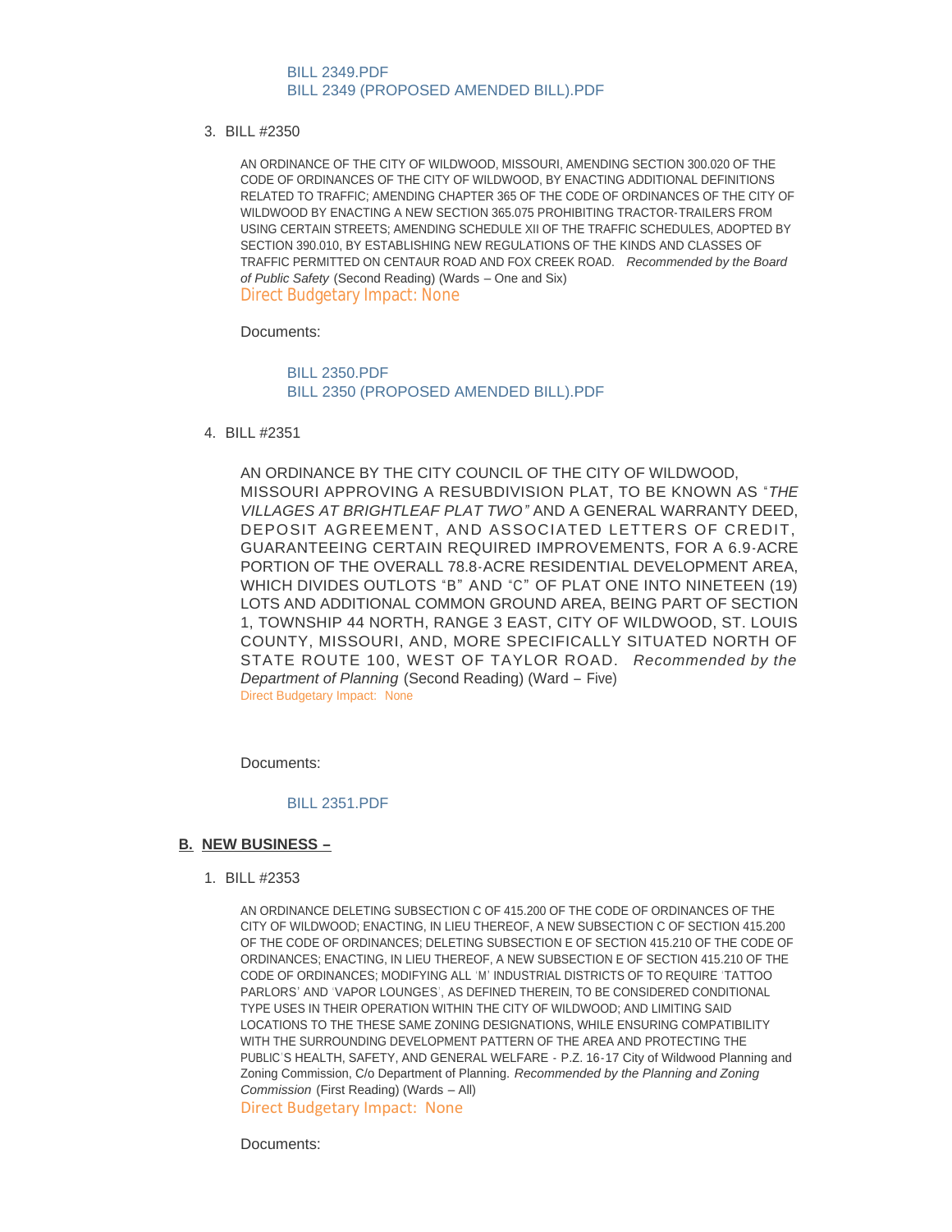BILL 2349.PDF
BILL 2349 (PROPOSED AMENDED BILL).PDF

3. BILL #2350

AN ORDINANCE OF THE CITY OF WILDWOOD, MISSOURI, AMENDING SECTION 300.020 OF THE CODE OF ORDINANCES OF THE CITY OF WILDWOOD, BY ENACTING ADDITIONAL DEFINITIONS RELATED TO TRAFFIC; AMENDING CHAPTER 365 OF THE CODE OF ORDINANCES OF THE CITY OF WILDWOOD BY ENACTING A NEW SECTION 365.075 PROHIBITING TRACTOR-TRAILERS FROM USING CERTAIN STREETS; AMENDING SCHEDULE XII OF THE TRAFFIC SCHEDULES, ADOPTED BY SECTION 390.010, BY ESTABLISHING NEW REGULATIONS OF THE KINDS AND CLASSES OF TRAFFIC PERMITTED ON CENTAUR ROAD AND FOX CREEK ROAD. *Recommended by the Board of Public Safety* (Second Reading) (Wards – One and Six)
Direct Budgetary Impact: None

Documents:

BILL 2350.PDF
BILL 2350 (PROPOSED AMENDED BILL).PDF

4. BILL #2351

AN ORDINANCE BY THE CITY COUNCIL OF THE CITY OF WILDWOOD, MISSOURI APPROVING A RESUBDIVISION PLAT, TO BE KNOWN AS "*THE VILLAGES AT BRIGHTLEAF PLAT TWO*" AND A GENERAL WARRANTY DEED, DEPOSIT AGREEMENT, AND ASSOCIATED LETTERS OF CREDIT, GUARANTEEING CERTAIN REQUIRED IMPROVEMENTS, FOR A 6.9-ACRE PORTION OF THE OVERALL 78.8-ACRE RESIDENTIAL DEVELOPMENT AREA, WHICH DIVIDES OUTLOTS "B" AND "C" OF PLAT ONE INTO NINETEEN (19) LOTS AND ADDITIONAL COMMON GROUND AREA, BEING PART OF SECTION 1, TOWNSHIP 44 NORTH, RANGE 3 EAST, CITY OF WILDWOOD, ST. LOUIS COUNTY, MISSOURI, AND, MORE SPECIFICALLY SITUATED NORTH OF STATE ROUTE 100, WEST OF TAYLOR ROAD. *Recommended by the Department of Planning* (Second Reading) (Ward – Five)
Direct Budgetary Impact: None

Documents:

BILL 2351.PDF

## B. NEW BUSINESS –

1. BILL #2353

AN ORDINANCE DELETING SUBSECTION C OF 415.200 OF THE CODE OF ORDINANCES OF THE CITY OF WILDWOOD; ENACTING, IN LIEU THEREOF, A NEW SUBSECTION C OF SECTION 415.200 OF THE CODE OF ORDINANCES; DELETING SUBSECTION E OF SECTION 415.210 OF THE CODE OF ORDINANCES; ENACTING, IN LIEU THEREOF, A NEW SUBSECTION E OF SECTION 415.210 OF THE CODE OF ORDINANCES; MODIFYING ALL 'M' INDUSTRIAL DISTRICTS OF TO REQUIRE 'TATTOO PARLORS' AND 'VAPOR LOUNGES', AS DEFINED THEREIN, TO BE CONSIDERED CONDITIONAL TYPE USES IN THEIR OPERATION WITHIN THE CITY OF WILDWOOD; AND LIMITING SAID LOCATIONS TO THE THESE SAME ZONING DESIGNATIONS, WHILE ENSURING COMPATIBILITY WITH THE SURROUNDING DEVELOPMENT PATTERN OF THE AREA AND PROTECTING THE PUBLIC'S HEALTH, SAFETY, AND GENERAL WELFARE - P.Z. 16-17 City of Wildwood Planning and Zoning Commission, C/o Department of Planning. *Recommended by the Planning and Zoning Commission* (First Reading) (Wards – All)
Direct Budgetary Impact: None

Documents: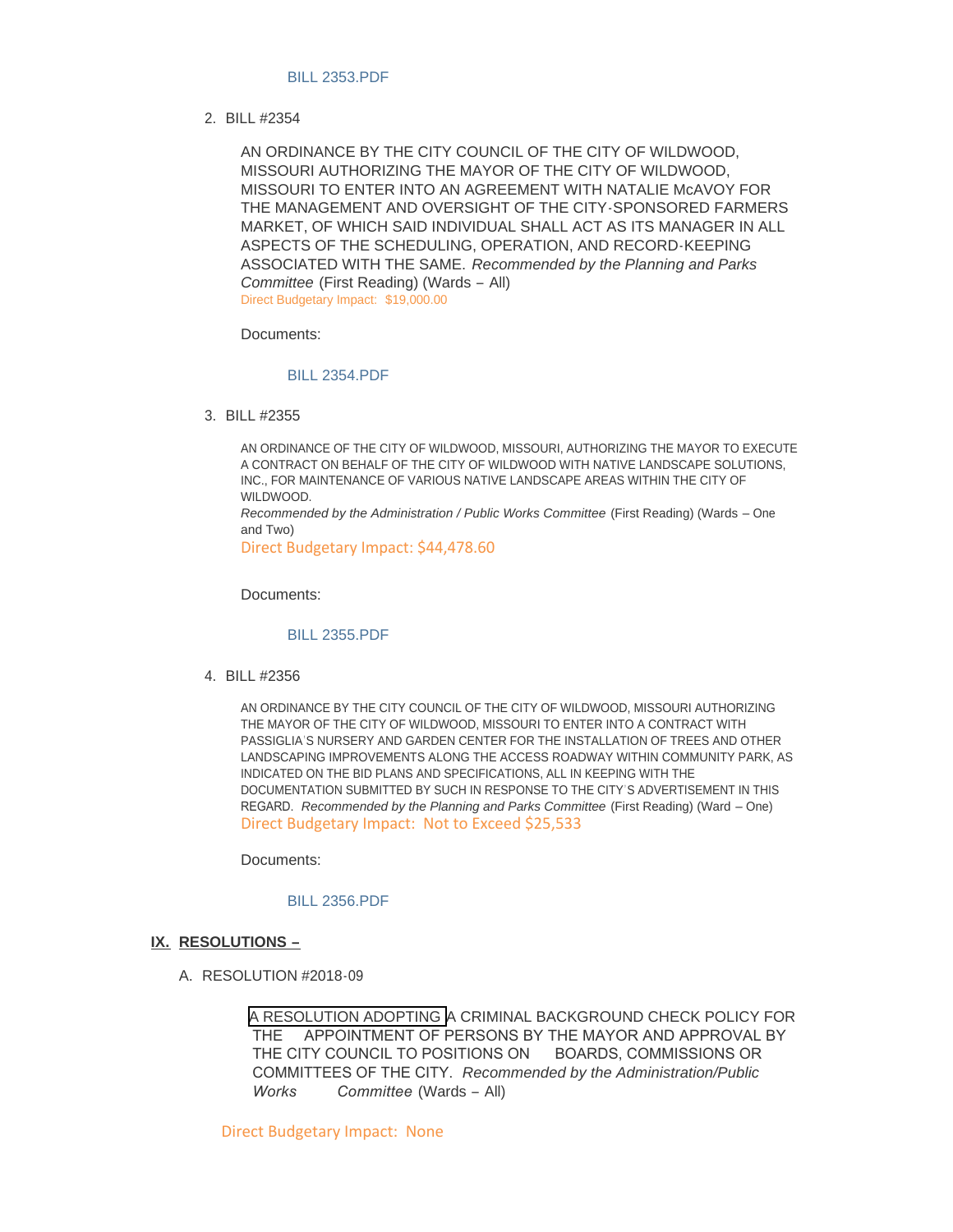BILL 2353.PDF

2. BILL #2354

   AN ORDINANCE BY THE CITY COUNCIL OF THE CITY OF WILDWOOD, MISSOURI AUTHORIZING THE MAYOR OF THE CITY OF WILDWOOD, MISSOURI TO ENTER INTO AN AGREEMENT WITH NATALIE McAVOY FOR THE MANAGEMENT AND OVERSIGHT OF THE CITY-SPONSORED FARMERS MARKET, OF WHICH SAID INDIVIDUAL SHALL ACT AS ITS MANAGER IN ALL ASPECTS OF THE SCHEDULING, OPERATION, AND RECORD-KEEPING ASSOCIATED WITH THE SAME. *Recommended by the Planning and Parks Committee* (First Reading) (Wards – All)
   Direct Budgetary Impact: $19,000.00

   Documents:

   BILL 2354.PDF

3. BILL #2355

   AN ORDINANCE OF THE CITY OF WILDWOOD, MISSOURI, AUTHORIZING THE MAYOR TO EXECUTE A CONTRACT ON BEHALF OF THE CITY OF WILDWOOD WITH NATIVE LANDSCAPE SOLUTIONS, INC., FOR MAINTENANCE OF VARIOUS NATIVE LANDSCAPE AREAS WITHIN THE CITY OF WILDWOOD.
   *Recommended by the Administration / Public Works Committee* (First Reading) (Wards – One and Two)
   Direct Budgetary Impact: $44,478.60

   Documents:

   BILL 2355.PDF

4. BILL #2356

   AN ORDINANCE BY THE CITY COUNCIL OF THE CITY OF WILDWOOD, MISSOURI AUTHORIZING THE MAYOR OF THE CITY OF WILDWOOD, MISSOURI TO ENTER INTO A CONTRACT WITH PASSIGLIA'S NURSERY AND GARDEN CENTER FOR THE INSTALLATION OF TREES AND OTHER LANDSCAPING IMPROVEMENTS ALONG THE ACCESS ROADWAY WITHIN COMMUNITY PARK, AS INDICATED ON THE BID PLANS AND SPECIFICATIONS, ALL IN KEEPING WITH THE DOCUMENTATION SUBMITTED BY SUCH IN RESPONSE TO THE CITY'S ADVERTISEMENT IN THIS REGARD. *Recommended by the Planning and Parks Committee* (First Reading) (Ward – One)
   Direct Budgetary Impact: Not to Exceed $25,533

   Documents:

   BILL 2356.PDF

## IX. RESOLUTIONS –

A. RESOLUTION #2018-09

   A RESOLUTION ADOPTING A CRIMINAL BACKGROUND CHECK POLICY FOR THE APPOINTMENT OF PERSONS BY THE MAYOR AND APPROVAL BY THE CITY COUNCIL TO POSITIONS ON BOARDS, COMMISSIONS OR COMMITTEES OF THE CITY. *Recommended by the Administration/Public Works Committee* (Wards – All)

   Direct Budgetary Impact: None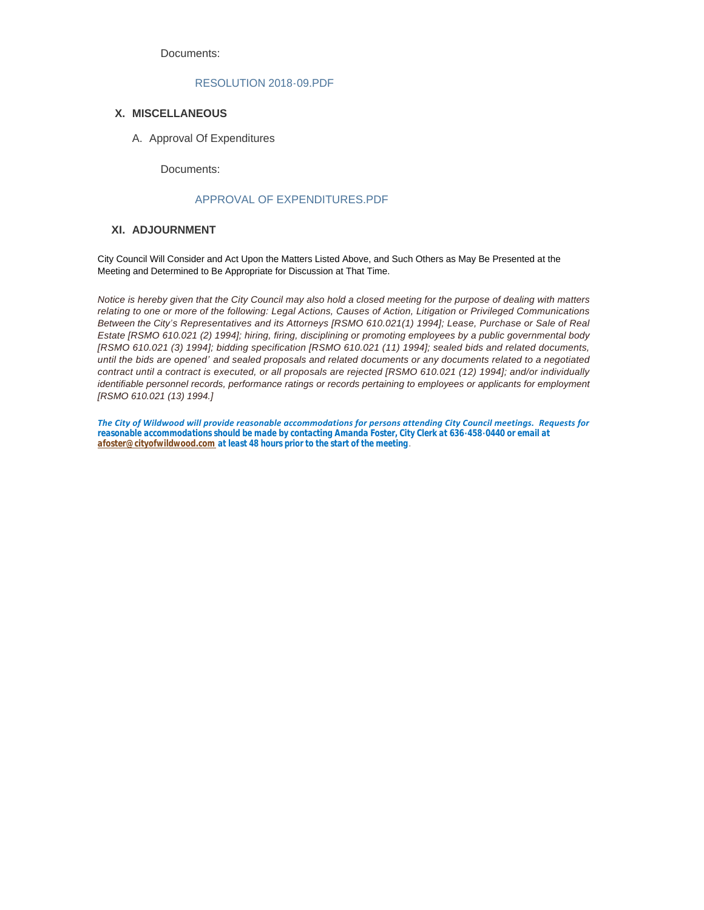Documents:

RESOLUTION 2018-09.PDF

## X. MISCELLANEOUS

A. Approval Of Expenditures

Documents:

APPROVAL OF EXPENDITURES.PDF

## XI. ADJOURNMENT

City Council Will Consider and Act Upon the Matters Listed Above, and Such Others as May Be Presented at the Meeting and Determined to Be Appropriate for Discussion at That Time.

*Notice is hereby given that the City Council may also hold a closed meeting for the purpose of dealing with matters relating to one or more of the following: Legal Actions, Causes of Action, Litigation or Privileged Communications Between the City's Representatives and its Attorneys [RSMO 610.021(1) 1994]; Lease, Purchase or Sale of Real Estate [RSMO 610.021 (2) 1994]; hiring, firing, disciplining or promoting employees by a public governmental body [RSMO 610.021 (3) 1994]; bidding specification [RSMO 610.021 (11) 1994]; sealed bids and related documents, until the bids are opened' and sealed proposals and related documents or any documents related to a negotiated contract until a contract is executed, or all proposals are rejected [RSMO 610.021 (12) 1994]; and/or individually identifiable personnel records, performance ratings or records pertaining to employees or applicants for employment [RSMO 610.021 (13) 1994.]*

***The City of Wildwood will provide reasonable accommodations for persons attending City Council meetings. Requests for*** **reasonable accommodations should be made by contacting Amanda Foster, City Clerk at 636-458-0440 or email at afoster@cityofwildwood.com at least 48 hours prior to the start of the meeting**.